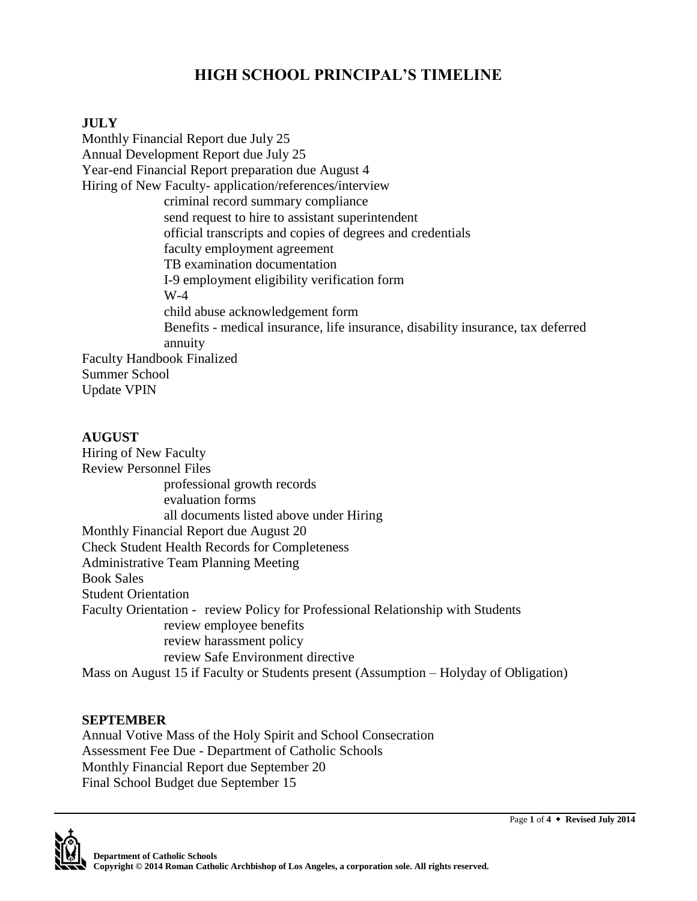# HIGH SCHOOL PRINCIPAL'S TIMELINE

**JULY**

Monthly Financial Report due July 25
Annual Development Report due July 25
Year-end Financial Report preparation due August 4
Hiring of New Faculty- application/references/interview

- criminal record summary compliance
- send request to hire to assistant superintendent
- official transcripts and copies of degrees and credentials
- faculty employment agreement
- TB examination documentation
- I-9 employment eligibility verification form
- W-4
- child abuse acknowledgement form
- Benefits - medical insurance, life insurance, disability insurance, tax deferred annuity

Faculty Handbook Finalized
Summer School
Update VPIN

**AUGUST**

Hiring of New Faculty
Review Personnel Files

- professional growth records
- evaluation forms
- all documents listed above under Hiring

Monthly Financial Report due August 20
Check Student Health Records for Completeness
Administrative Team Planning Meeting
Book Sales
Student Orientation
Faculty Orientation - review Policy for Professional Relationship with Students

- review employee benefits
- review harassment policy
- review Safe Environment directive

Mass on August 15 if Faculty or Students present (Assumption – Holyday of Obligation)

**SEPTEMBER**

Annual Votive Mass of the Holy Spirit and School Consecration
Assessment Fee Due - Department of Catholic Schools
Monthly Financial Report due September 20
Final School Budget due September 15

Department of Catholic Schools
Copyright © 2014 Roman Catholic Archbishop of Los Angeles, a corporation sole. All rights reserved.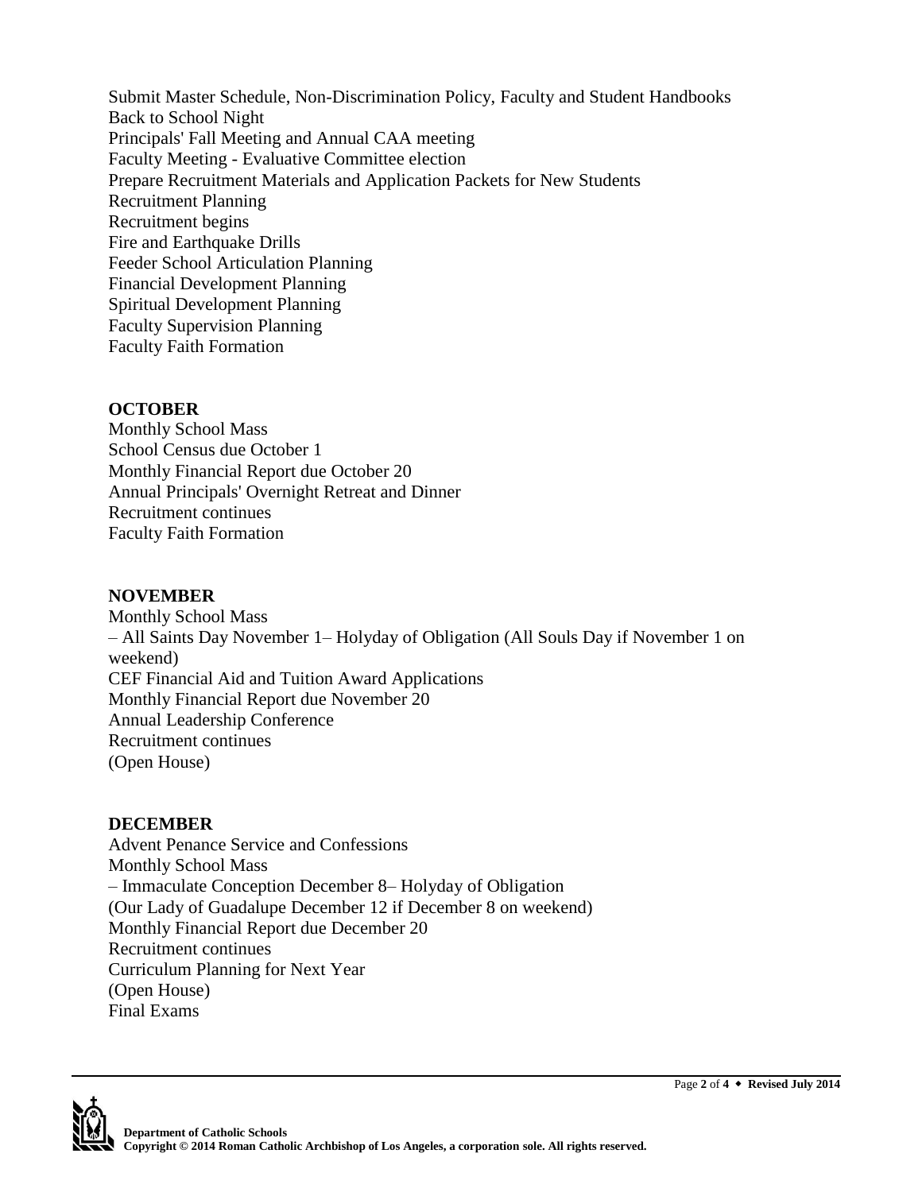Submit Master Schedule, Non-Discrimination Policy, Faculty and Student Handbooks
Back to School Night
Principals' Fall Meeting and Annual CAA meeting
Faculty Meeting - Evaluative Committee election
Prepare Recruitment Materials and Application Packets for New Students
Recruitment Planning
Recruitment begins
Fire and Earthquake Drills
Feeder School Articulation Planning
Financial Development Planning
Spiritual Development Planning
Faculty Supervision Planning
Faculty Faith Formation

**OCTOBER**
Monthly School Mass
School Census due October 1
Monthly Financial Report due October 20
Annual Principals' Overnight Retreat and Dinner
Recruitment continues
Faculty Faith Formation

**NOVEMBER**
Monthly School Mass
– All Saints Day November 1– Holyday of Obligation (All Souls Day if November 1 on weekend)
CEF Financial Aid and Tuition Award Applications
Monthly Financial Report due November 20
Annual Leadership Conference
Recruitment continues
(Open House)

**DECEMBER**
Advent Penance Service and Confessions
Monthly School Mass
– Immaculate Conception December 8– Holyday of Obligation
(Our Lady of Guadalupe December 12 if December 8 on weekend)
Monthly Financial Report due December 20
Recruitment continues
Curriculum Planning for Next Year
(Open House)
Final Exams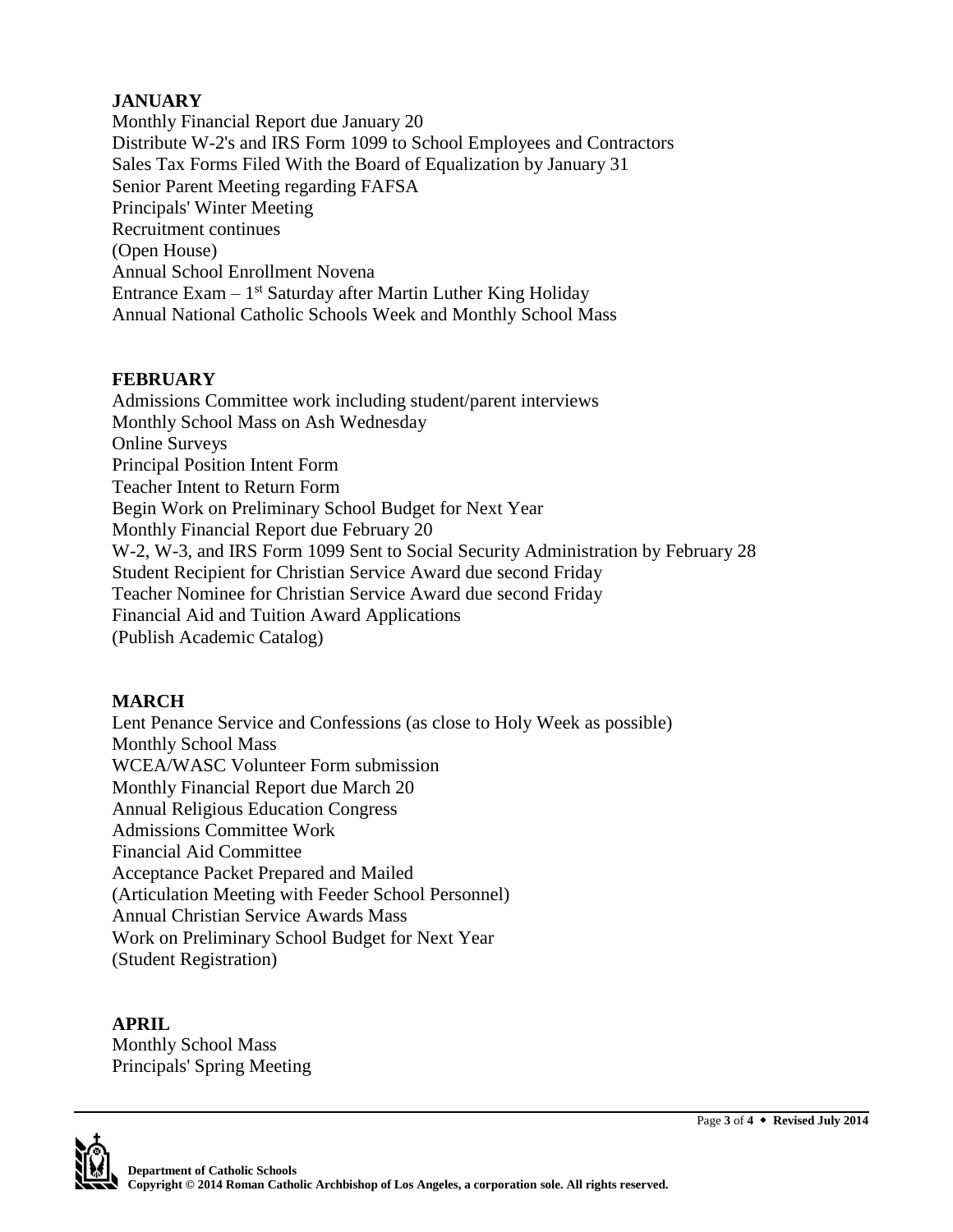## JANUARY

Monthly Financial Report due January 20
Distribute W-2's and IRS Form 1099 to School Employees and Contractors
Sales Tax Forms Filed With the Board of Equalization by January 31
Senior Parent Meeting regarding FAFSA
Principals' Winter Meeting
Recruitment continues
(Open House)
Annual School Enrollment Novena
Entrance Exam – 1st Saturday after Martin Luther King Holiday
Annual National Catholic Schools Week and Monthly School Mass

## FEBRUARY

Admissions Committee work including student/parent interviews
Monthly School Mass on Ash Wednesday
Online Surveys
Principal Position Intent Form
Teacher Intent to Return Form
Begin Work on Preliminary School Budget for Next Year
Monthly Financial Report due February 20
W-2, W-3, and IRS Form 1099 Sent to Social Security Administration by February 28
Student Recipient for Christian Service Award due second Friday
Teacher Nominee for Christian Service Award due second Friday
Financial Aid and Tuition Award Applications
(Publish Academic Catalog)

## MARCH

Lent Penance Service and Confessions (as close to Holy Week as possible)
Monthly School Mass
WCEA/WASC Volunteer Form submission
Monthly Financial Report due March 20
Annual Religious Education Congress
Admissions Committee Work
Financial Aid Committee
Acceptance Packet Prepared and Mailed
(Articulation Meeting with Feeder School Personnel)
Annual Christian Service Awards Mass
Work on Preliminary School Budget for Next Year
(Student Registration)

## APRIL

Monthly School Mass
Principals' Spring Meeting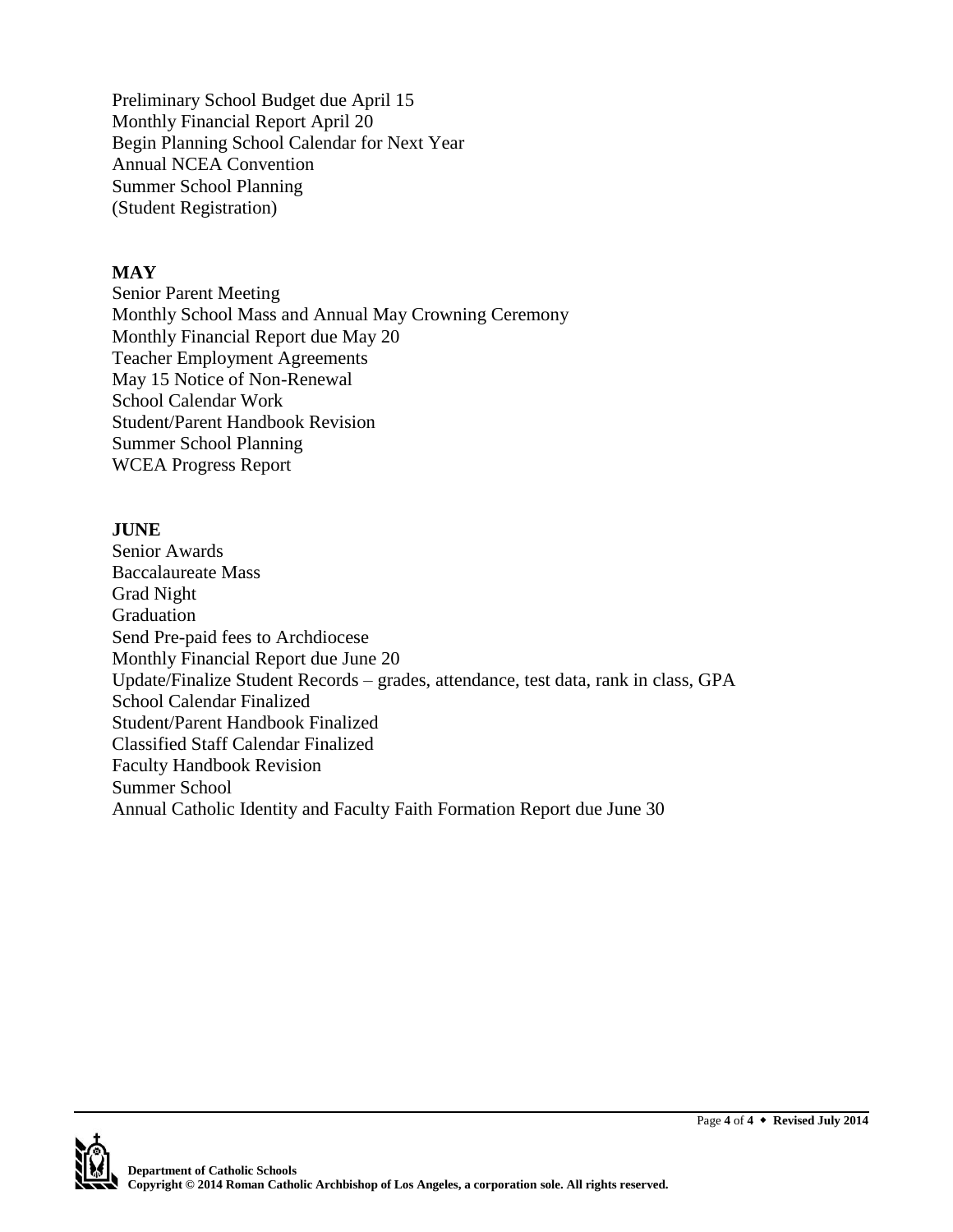Preliminary School Budget due April 15
Monthly Financial Report April 20
Begin Planning School Calendar for Next Year
Annual NCEA Convention
Summer School Planning
(Student Registration)

**MAY**

Senior Parent Meeting
Monthly School Mass and Annual May Crowning Ceremony
Monthly Financial Report due May 20
Teacher Employment Agreements
May 15 Notice of Non-Renewal
School Calendar Work
Student/Parent Handbook Revision
Summer School Planning
WCEA Progress Report

**JUNE**

Senior Awards
Baccalaureate Mass
Grad Night
Graduation
Send Pre-paid fees to Archdiocese
Monthly Financial Report due June 20
Update/Finalize Student Records – grades, attendance, test data, rank in class, GPA
School Calendar Finalized
Student/Parent Handbook Finalized
Classified Staff Calendar Finalized
Faculty Handbook Revision
Summer School
Annual Catholic Identity and Faculty Faith Formation Report due June 30